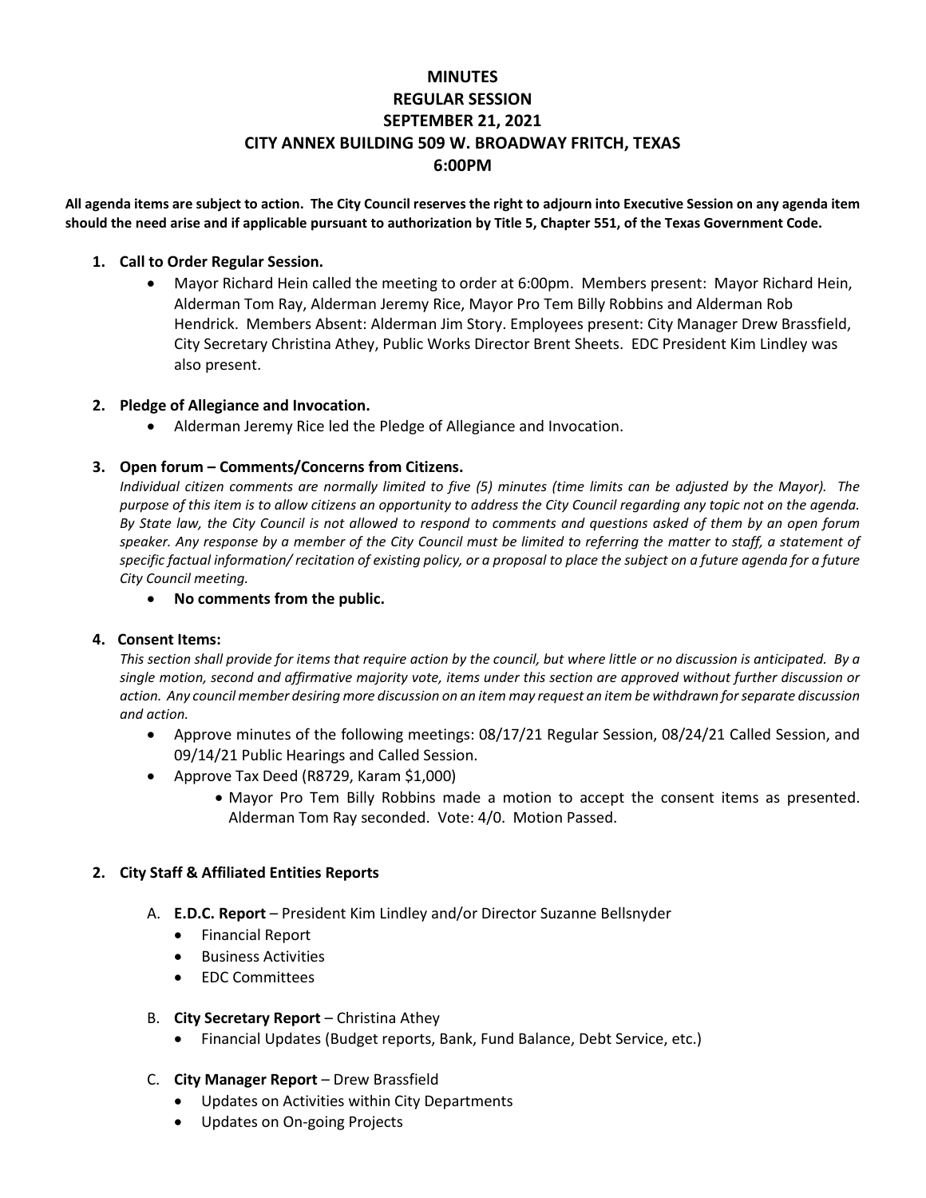# MINUTES
# REGULAR SESSION
# SEPTEMBER 21, 2021
# CITY ANNEX BUILDING 509 W. BROADWAY FRITCH, TEXAS
# 6:00PM

**All agenda items are subject to action. The City Council reserves the right to adjourn into Executive Session on any agenda item should the need arise and if applicable pursuant to authorization by Title 5, Chapter 551, of the Texas Government Code.**

1. **Call to Order Regular Session.**
   - Mayor Richard Hein called the meeting to order at 6:00pm. Members present: Mayor Richard Hein, Alderman Tom Ray, Alderman Jeremy Rice, Mayor Pro Tem Billy Robbins and Alderman Rob Hendrick. Members Absent: Alderman Jim Story. Employees present: City Manager Drew Brassfield, City Secretary Christina Athey, Public Works Director Brent Sheets. EDC President Kim Lindley was also present.

2. **Pledge of Allegiance and Invocation.**
   - Alderman Jeremy Rice led the Pledge of Allegiance and Invocation.

3. **Open forum – Comments/Concerns from Citizens.**
   *Individual citizen comments are normally limited to five (5) minutes (time limits can be adjusted by the Mayor). The purpose of this item is to allow citizens an opportunity to address the City Council regarding any topic not on the agenda. By State law, the City Council is not allowed to respond to comments and questions asked of them by an open forum speaker. Any response by a member of the City Council must be limited to referring the matter to staff, a statement of specific factual information/ recitation of existing policy, or a proposal to place the subject on a future agenda for a future City Council meeting.*
   - **No comments from the public.**

4. **Consent Items:**
   *This section shall provide for items that require action by the council, but where little or no discussion is anticipated. By a single motion, second and affirmative majority vote, items under this section are approved without further discussion or action. Any council member desiring more discussion on an item may request an item be withdrawn for separate discussion and action.*
   - Approve minutes of the following meetings: 08/17/21 Regular Session, 08/24/21 Called Session, and 09/14/21 Public Hearings and Called Session.
   - Approve Tax Deed (R8729, Karam $1,000)
     - Mayor Pro Tem Billy Robbins made a motion to accept the consent items as presented. Alderman Tom Ray seconded. Vote: 4/0. Motion Passed.

2. **City Staff & Affiliated Entities Reports**

   A. **E.D.C. Report** – President Kim Lindley and/or Director Suzanne Bellsnyder
   - Financial Report
   - Business Activities
   - EDC Committees

   B. **City Secretary Report** – Christina Athey
   - Financial Updates (Budget reports, Bank, Fund Balance, Debt Service, etc.)

   C. **City Manager Report** – Drew Brassfield
   - Updates on Activities within City Departments
   - Updates on On-going Projects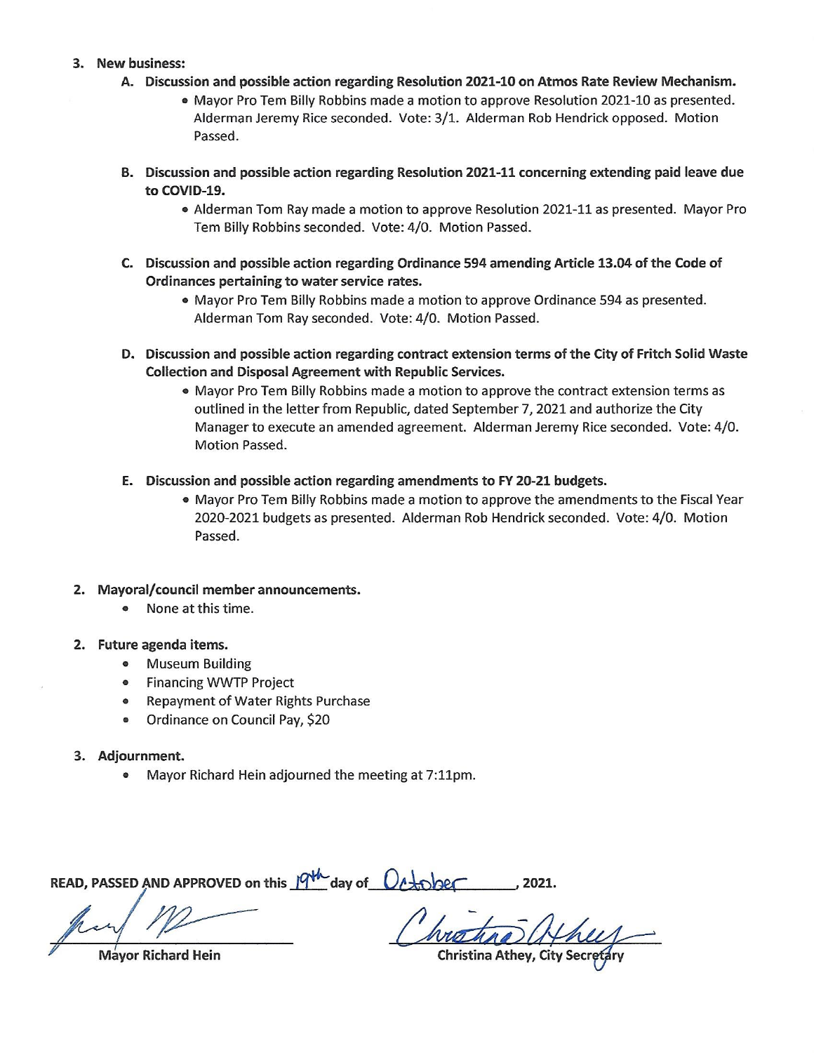3. **New business:**

   **A. Discussion and possible action regarding Resolution 2021-10 on Atmos Rate Review Mechanism.**

   - Mayor Pro Tem Billy Robbins made a motion to approve Resolution 2021-10 as presented. Alderman Jeremy Rice seconded. Vote: 3/1. Alderman Rob Hendrick opposed. Motion Passed.

   **B. Discussion and possible action regarding Resolution 2021-11 concerning extending paid leave due to COVID-19.**

   - Alderman Tom Ray made a motion to approve Resolution 2021-11 as presented. Mayor Pro Tem Billy Robbins seconded. Vote: 4/0. Motion Passed.

   **C. Discussion and possible action regarding Ordinance 594 amending Article 13.04 of the Code of Ordinances pertaining to water service rates.**

   - Mayor Pro Tem Billy Robbins made a motion to approve Ordinance 594 as presented. Alderman Tom Ray seconded. Vote: 4/0. Motion Passed.

   **D. Discussion and possible action regarding contract extension terms of the City of Fritch Solid Waste Collection and Disposal Agreement with Republic Services.**

   - Mayor Pro Tem Billy Robbins made a motion to approve the contract extension terms as outlined in the letter from Republic, dated September 7, 2021 and authorize the City Manager to execute an amended agreement. Alderman Jeremy Rice seconded. Vote: 4/0. Motion Passed.

   **E. Discussion and possible action regarding amendments to FY 20-21 budgets.**

   - Mayor Pro Tem Billy Robbins made a motion to approve the amendments to the Fiscal Year 2020-2021 budgets as presented. Alderman Rob Hendrick seconded. Vote: 4/0. Motion Passed.

2. **Mayoral/council member announcements.**
   - None at this time.

2. **Future agenda items.**
   - Museum Building
   - Financing WWTP Project
   - Repayment of Water Rights Purchase
   - Ordinance on Council Pay, $20

3. **Adjournment.**
   - Mayor Richard Hein adjourned the meeting at 7:11pm.

**READ, PASSED AND APPROVED on this** 19th **day of** October**, 2021.**

[signature]
Mayor Richard Hein

[signature]
Christina Athey, City Secretary